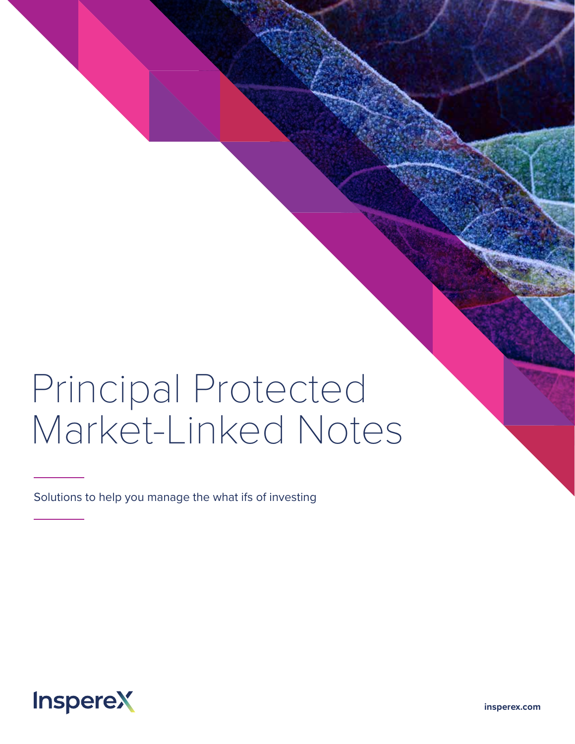# Principal Protected Market-Linked Notes

Solutions to help you manage the what ifs of investing

InspereX

insperex.com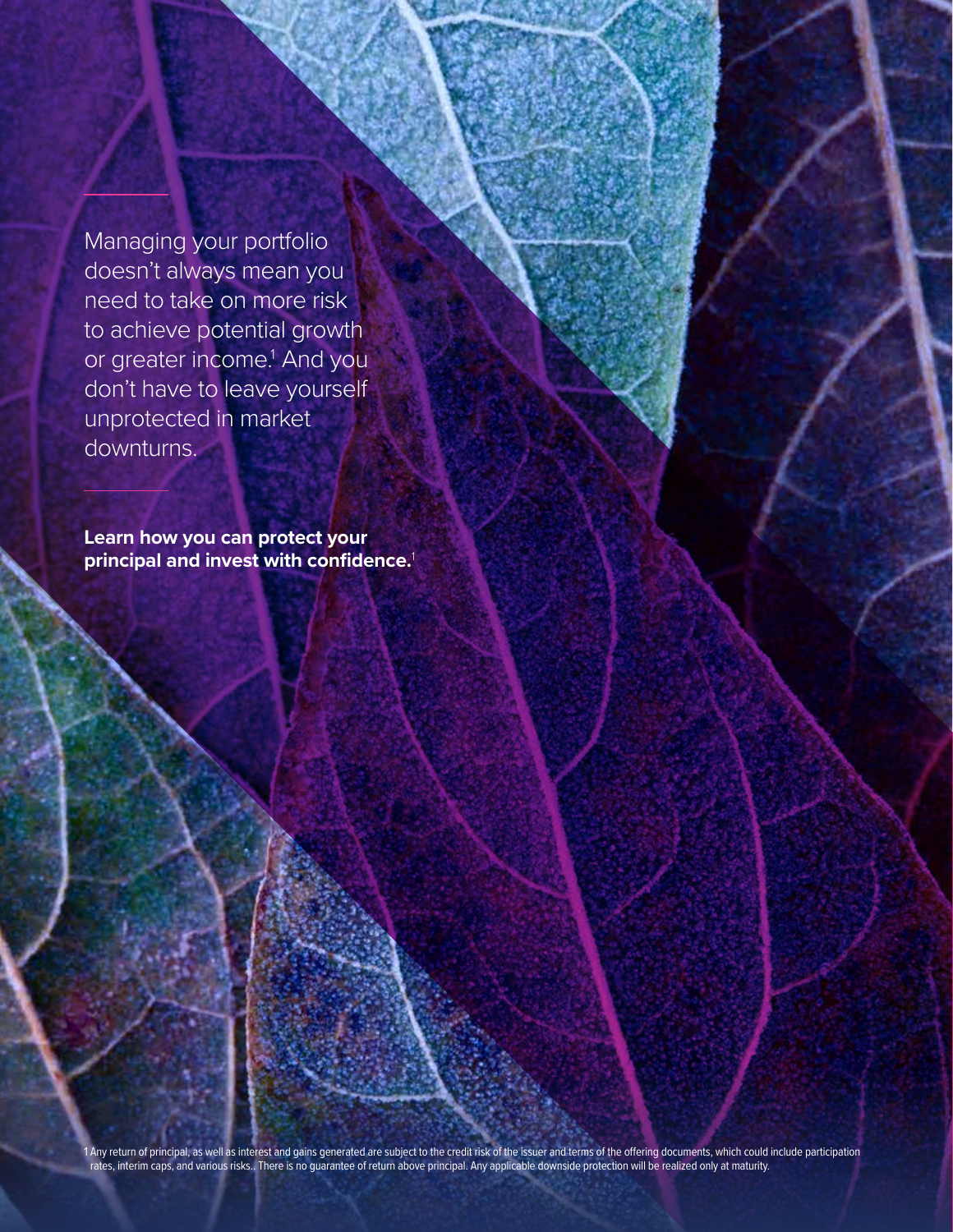Managing your portfolio doesn't always mean you need to take on more risk to achieve potential growth or greater income.[1] And you don't have to leave yourself unprotected in market downturns.

**Learn how you can protect your principal and invest with confidence.**[1]

1 Any return of principal, as well as interest and gains generated are subject to the credit risk of the issuer and terms of the offering documents, which could include participation rates, interim caps, and various risks.. There is no guarantee of return above principal. Any applicable downside protection will be realized only at maturity.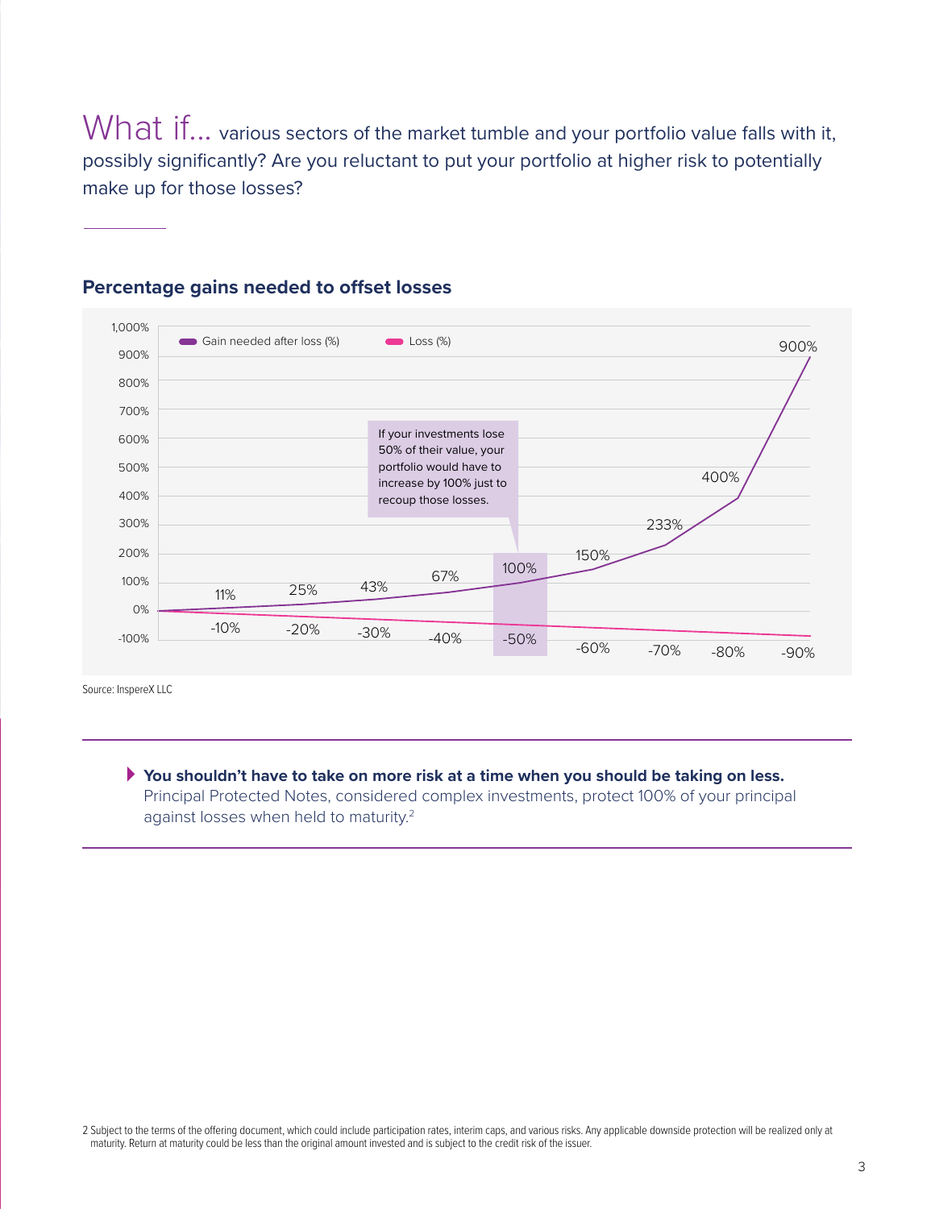What if... various sectors of the market tumble and your portfolio value falls with it, possibly significantly? Are you reluctant to put your portfolio at higher risk to potentially make up for those losses?

## Percentage gains needed to offset losses

| Loss (%) | Gain needed after loss (%) |
|---|---|
| -10% | 11% |
| -20% | 25% |
| -30% | 43% |
| -40% | 67% |
| -50% | 100% |
| -60% | 150% |
| -70% | 233% |
| -80% | 400% |
| -90% | 900% |

If your investments lose 50% of their value, your portfolio would have to increase by 100% just to recoup those losses.

Source: InspereX LLC

**You shouldn't have to take on more risk at a time when you should be taking on less.** Principal Protected Notes, considered complex investments, protect 100% of your principal against losses when held to maturity.[2]

2 Subject to the terms of the offering document, which could include participation rates, interim caps, and various risks. Any applicable downside protection will be realized only at maturity. Return at maturity could be less than the original amount invested and is subject to the credit risk of the issuer.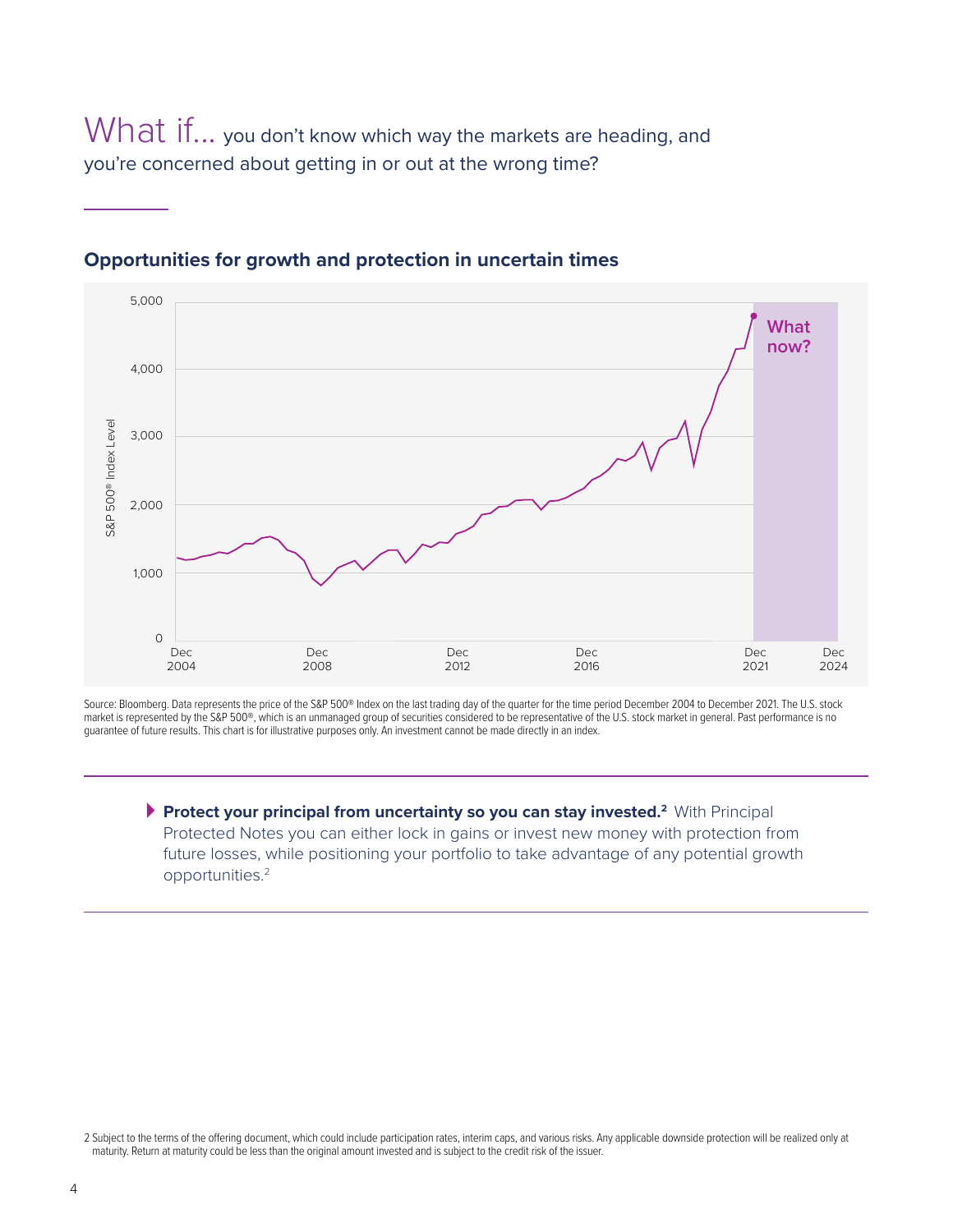# What if... you don't know which way the markets are heading, and you're concerned about getting in or out at the wrong time?

## Opportunities for growth and protection in uncertain times

Source: Bloomberg. Data represents the price of the S&P 500® Index on the last trading day of the quarter for the time period December 2004 to December 2021. The U.S. stock market is represented by the S&P 500®, which is an unmanaged group of securities considered to be representative of the U.S. stock market in general. Past performance is no guarantee of future results. This chart is for illustrative purposes only. An investment cannot be made directly in an index.

- **Protect your principal from uncertainty so you can stay invested.[2]** With Principal Protected Notes you can either lock in gains or invest new money with protection from future losses, while positioning your portfolio to take advantage of any potential growth opportunities.[2]

2 Subject to the terms of the offering document, which could include participation rates, interim caps, and various risks. Any applicable downside protection will be realized only at maturity. Return at maturity could be less than the original amount invested and is subject to the credit risk of the issuer.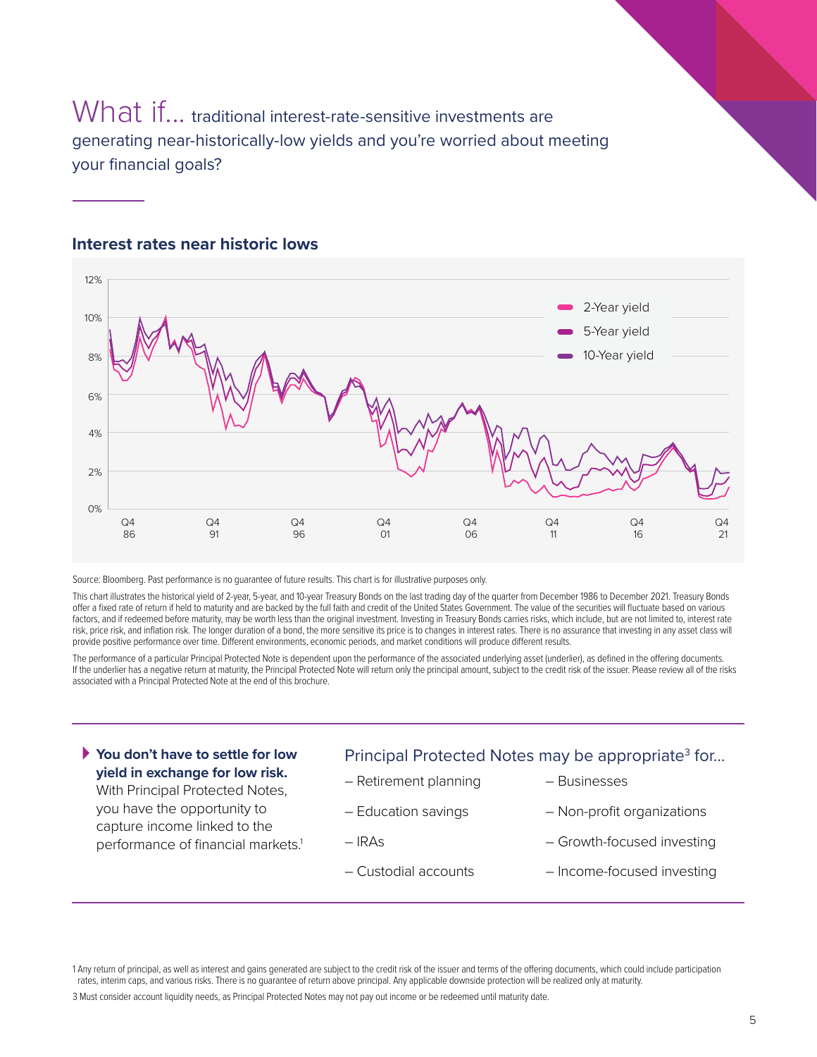# What if... traditional interest-rate-sensitive investments are generating near-historically-low yields and you're worried about meeting your financial goals?

## Interest rates near historic lows

Source: Bloomberg. Past performance is no guarantee of future results. This chart is for illustrative purposes only.

This chart illustrates the historical yield of 2-year, 5-year, and 10-year Treasury Bonds on the last trading day of the quarter from December 1986 to December 2021. Treasury Bonds offer a fixed rate of return if held to maturity and are backed by the full faith and credit of the United States Government. The value of the securities will fluctuate based on various factors, and if redeemed before maturity, may be worth less than the original investment. Investing in Treasury Bonds carries risks, which include, but are not limited to, interest rate risk, price risk, and inflation risk. The longer duration of a bond, the more sensitive its price is to changes in interest rates. There is no assurance that investing in any asset class will provide positive performance over time. Different environments, economic periods, and market conditions will produce different results.

The performance of a particular Principal Protected Note is dependent upon the performance of the associated underlying asset (underlier), as defined in the offering documents. If the underlier has a negative return at maturity, the Principal Protected Note will return only the principal amount, subject to the credit risk of the issuer. Please review all of the risks associated with a Principal Protected Note at the end of this brochure.

**You don't have to settle for low yield in exchange for low risk.** With Principal Protected Notes, you have the opportunity to capture income linked to the performance of financial markets.[1]

### Principal Protected Notes may be appropriate[3] for...

- Retirement planning
- Education savings
- IRAs
- Custodial accounts
- Businesses
- Non-profit organizations
- Growth-focused investing
- Income-focused investing

1 Any return of principal, as well as interest and gains generated are subject to the credit risk of the issuer and terms of the offering documents, which could include participation rates, interim caps, and various risks. There is no guarantee of return above principal. Any applicable downside protection will be realized only at maturity.

3 Must consider account liquidity needs, as Principal Protected Notes may not pay out income or be redeemed until maturity date.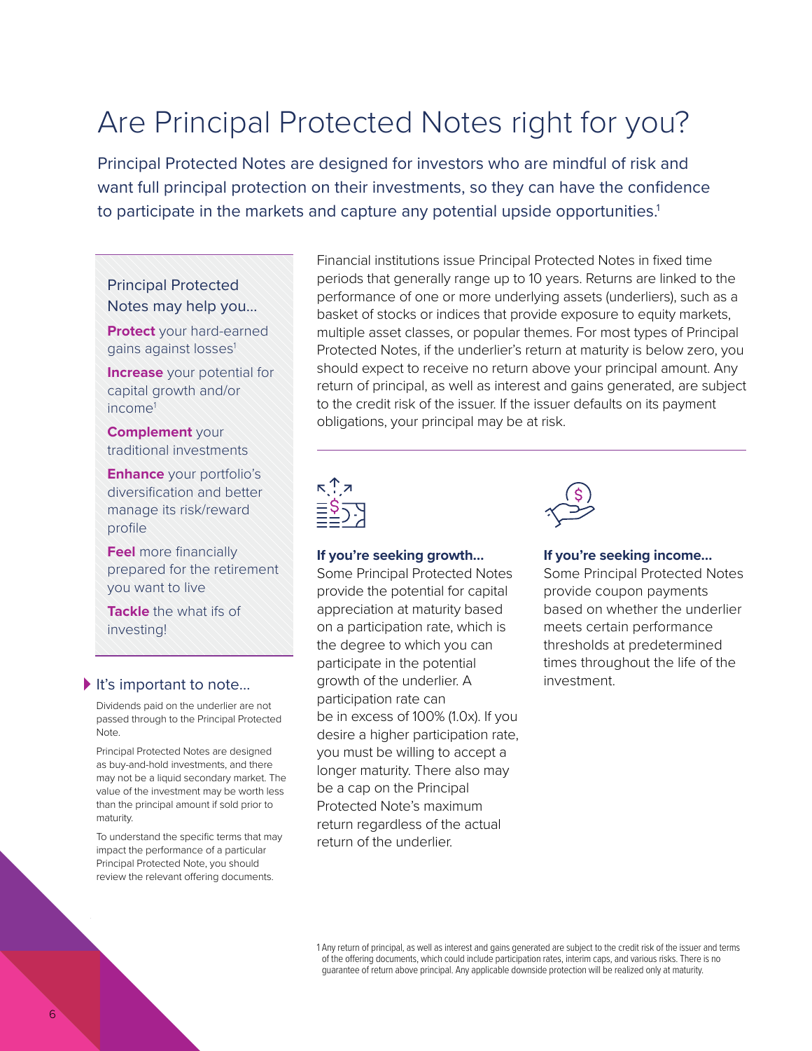# Are Principal Protected Notes right for you?

Principal Protected Notes are designed for investors who are mindful of risk and want full principal protection on their investments, so they can have the confidence to participate in the markets and capture any potential upside opportunities.[1]

Principal Protected Notes may help you...

**Protect** your hard-earned gains against losses[1]

**Increase** your potential for capital growth and/or income[1]

**Complement** your traditional investments

**Enhance** your portfolio's diversification and better manage its risk/reward profile

**Feel** more financially prepared for the retirement you want to live

**Tackle** the what ifs of investing!

## It's important to note...

Dividends paid on the underlier are not passed through to the Principal Protected Note.

Principal Protected Notes are designed as buy-and-hold investments, and there may not be a liquid secondary market. The value of the investment may be worth less than the principal amount if sold prior to maturity.

To understand the specific terms that may impact the performance of a particular Principal Protected Note, you should review the relevant offering documents.

Financial institutions issue Principal Protected Notes in fixed time periods that generally range up to 10 years. Returns are linked to the performance of one or more underlying assets (underliers), such as a basket of stocks or indices that provide exposure to equity markets, multiple asset classes, or popular themes. For most types of Principal Protected Notes, if the underlier's return at maturity is below zero, you should expect to receive no return above your principal amount. Any return of principal, as well as interest and gains generated, are subject to the credit risk of the issuer. If the issuer defaults on its payment obligations, your principal may be at risk.

**If you're seeking growth...**
Some Principal Protected Notes provide the potential for capital appreciation at maturity based on a participation rate, which is the degree to which you can participate in the potential growth of the underlier. A participation rate can be in excess of 100% (1.0x). If you desire a higher participation rate, you must be willing to accept a longer maturity. There also may be a cap on the Principal Protected Note's maximum return regardless of the actual return of the underlier.

**If you're seeking income...**
Some Principal Protected Notes provide coupon payments based on whether the underlier meets certain performance thresholds at predetermined times throughout the life of the investment.

1 Any return of principal, as well as interest and gains generated are subject to the credit risk of the issuer and terms of the offering documents, which could include participation rates, interim caps, and various risks. There is no guarantee of return above principal. Any applicable downside protection will be realized only at maturity.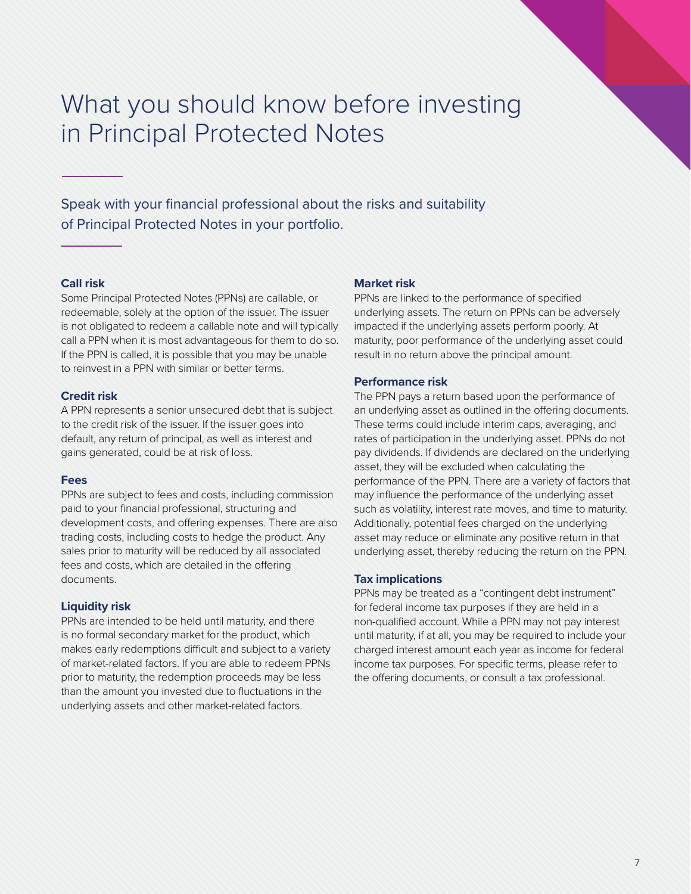# What you should know before investing in Principal Protected Notes

Speak with your financial professional about the risks and suitability of Principal Protected Notes in your portfolio.

### Call risk

Some Principal Protected Notes (PPNs) are callable, or redeemable, solely at the option of the issuer. The issuer is not obligated to redeem a callable note and will typically call a PPN when it is most advantageous for them to do so. If the PPN is called, it is possible that you may be unable to reinvest in a PPN with similar or better terms.

### Credit risk

A PPN represents a senior unsecured debt that is subject to the credit risk of the issuer. If the issuer goes into default, any return of principal, as well as interest and gains generated, could be at risk of loss.

### Fees

PPNs are subject to fees and costs, including commission paid to your financial professional, structuring and development costs, and offering expenses. There are also trading costs, including costs to hedge the product. Any sales prior to maturity will be reduced by all associated fees and costs, which are detailed in the offering documents.

### Liquidity risk

PPNs are intended to be held until maturity, and there is no formal secondary market for the product, which makes early redemptions difficult and subject to a variety of market-related factors. If you are able to redeem PPNs prior to maturity, the redemption proceeds may be less than the amount you invested due to fluctuations in the underlying assets and other market-related factors.

### Market risk

PPNs are linked to the performance of specified underlying assets. The return on PPNs can be adversely impacted if the underlying assets perform poorly. At maturity, poor performance of the underlying asset could result in no return above the principal amount.

### Performance risk

The PPN pays a return based upon the performance of an underlying asset as outlined in the offering documents. These terms could include interim caps, averaging, and rates of participation in the underlying asset. PPNs do not pay dividends. If dividends are declared on the underlying asset, they will be excluded when calculating the performance of the PPN. There are a variety of factors that may influence the performance of the underlying asset such as volatility, interest rate moves, and time to maturity. Additionally, potential fees charged on the underlying asset may reduce or eliminate any positive return in that underlying asset, thereby reducing the return on the PPN.

### Tax implications

PPNs may be treated as a "contingent debt instrument" for federal income tax purposes if they are held in a non-qualified account. While a PPN may not pay interest until maturity, if at all, you may be required to include your charged interest amount each year as income for federal income tax purposes. For specific terms, please refer to the offering documents, or consult a tax professional.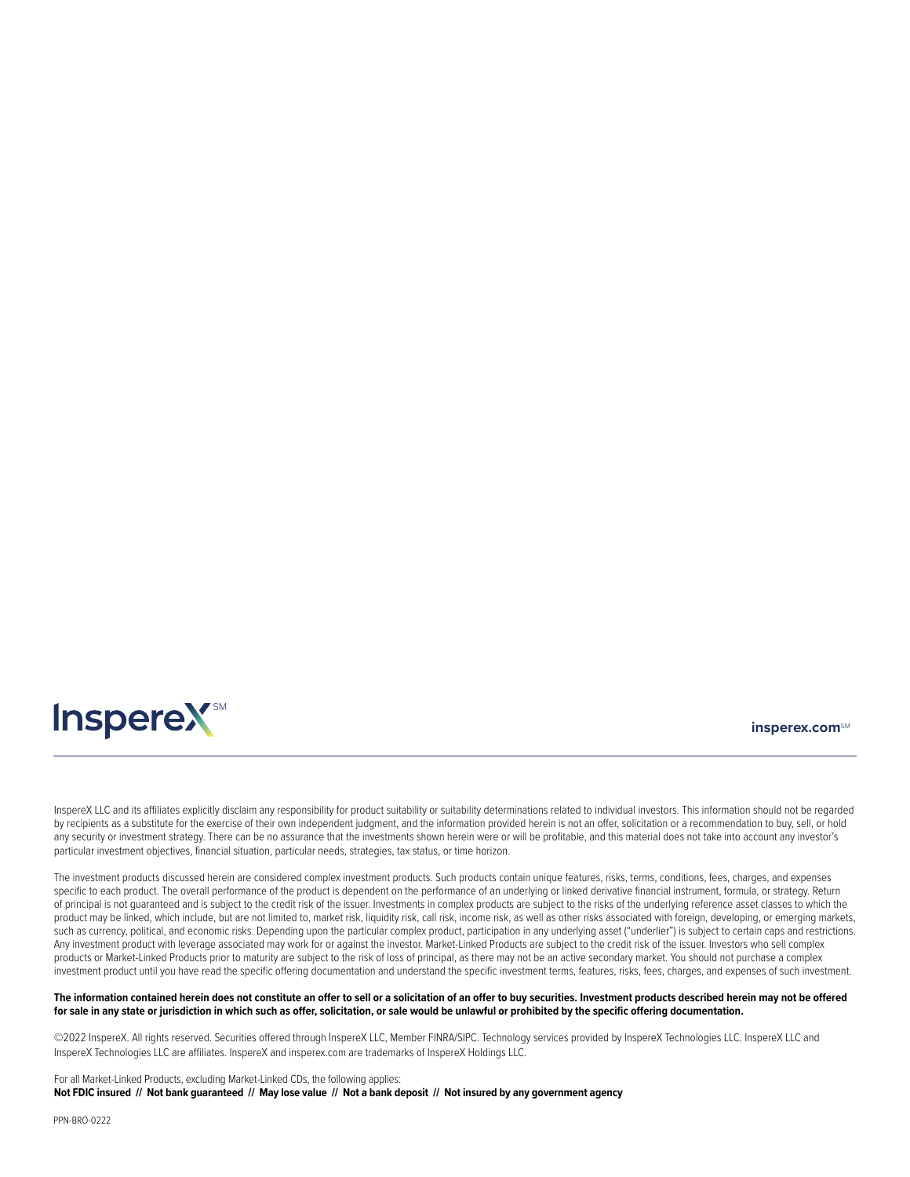InspereX[SM]

insperex.com[SM]

InspereX LLC and its affiliates explicitly disclaim any responsibility for product suitability or suitability determinations related to individual investors. This information should not be regarded by recipients as a substitute for the exercise of their own independent judgment, and the information provided herein is not an offer, solicitation or a recommendation to buy, sell, or hold any security or investment strategy. There can be no assurance that the investments shown herein were or will be profitable, and this material does not take into account any investor's particular investment objectives, financial situation, particular needs, strategies, tax status, or time horizon.

The investment products discussed herein are considered complex investment products. Such products contain unique features, risks, terms, conditions, fees, charges, and expenses specific to each product. The overall performance of the product is dependent on the performance of an underlying or linked derivative financial instrument, formula, or strategy. Return of principal is not guaranteed and is subject to the credit risk of the issuer. Investments in complex products are subject to the risks of the underlying reference asset classes to which the product may be linked, which include, but are not limited to, market risk, liquidity risk, call risk, income risk, as well as other risks associated with foreign, developing, or emerging markets, such as currency, political, and economic risks. Depending upon the particular complex product, participation in any underlying asset ("underlier") is subject to certain caps and restrictions. Any investment product with leverage associated may work for or against the investor. Market-Linked Products are subject to the credit risk of the issuer. Investors who sell complex products or Market-Linked Products prior to maturity are subject to the risk of loss of principal, as there may not be an active secondary market. You should not purchase a complex investment product until you have read the specific offering documentation and understand the specific investment terms, features, risks, fees, charges, and expenses of such investment.

**The information contained herein does not constitute an offer to sell or a solicitation of an offer to buy securities. Investment products described herein may not be offered for sale in any state or jurisdiction in which such as offer, solicitation, or sale would be unlawful or prohibited by the specific offering documentation.**

©2022 InspereX. All rights reserved. Securities offered through InspereX LLC, Member FINRA/SIPC. Technology services provided by InspereX Technologies LLC. InspereX LLC and InspereX Technologies LLC are affiliates. InspereX and insperex.com are trademarks of InspereX Holdings LLC.

For all Market-Linked Products, excluding Market-Linked CDs, the following applies:
**Not FDIC insured // Not bank guaranteed // May lose value // Not a bank deposit // Not insured by any government agency**

PPN-BRO-0222